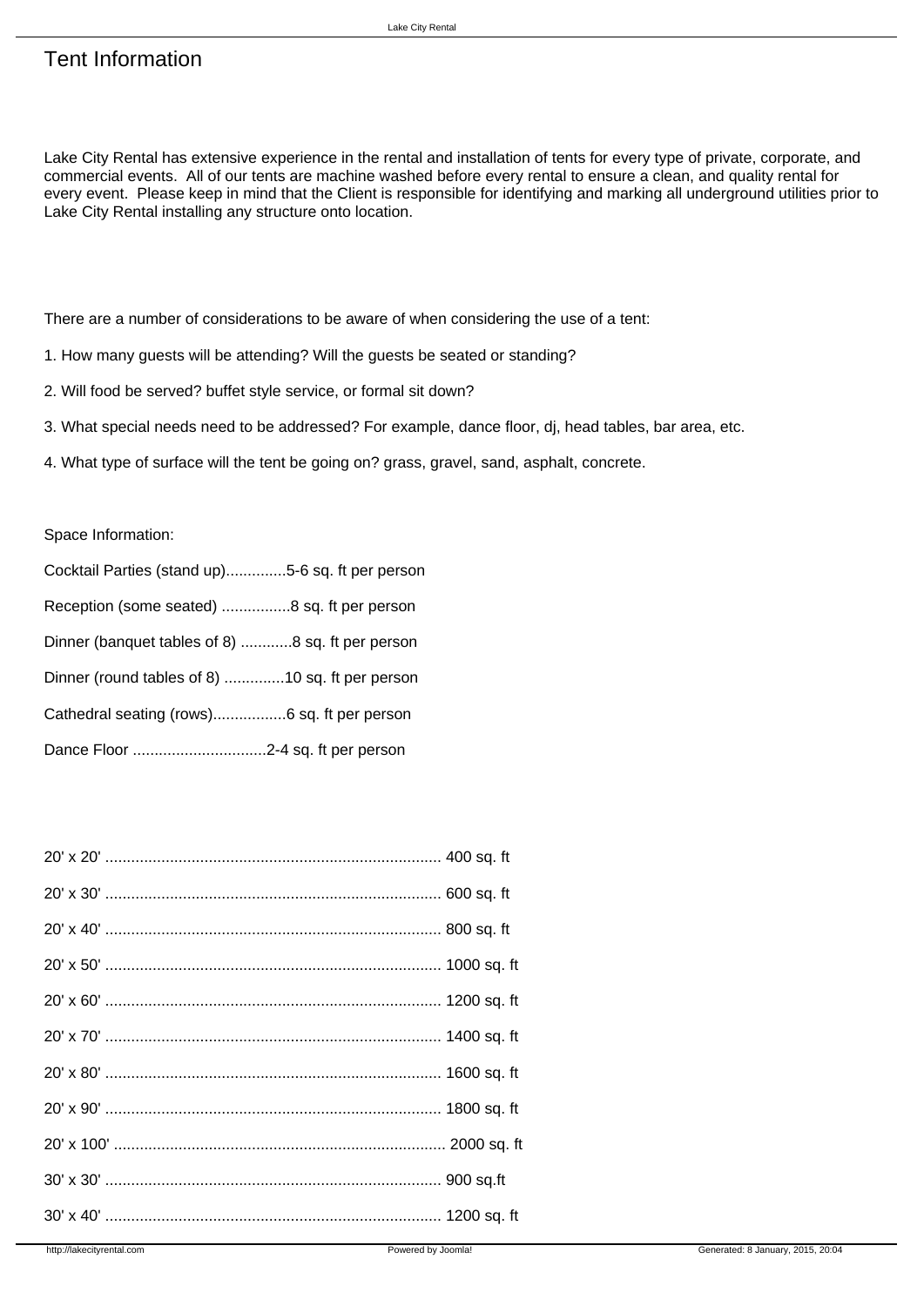# Tent Information

Lake City Rental has extensive experience in the rental and installation of tents for every type of private, corporate, and commercial events. All of our tents are machine washed before every rental to ensure a clean, and quality rental for every event. Please keep in mind that the Client is responsible for identifying and marking all underground utilities prior to Lake City Rental installing any structure onto location.

There are a number of considerations to be aware of when considering the use of a tent:

1. How many guests will be attending? Will the guests be seated or standing?

2. Will food be served? buffet style service, or formal sit down?

3. What special needs need to be addressed? For example, dance floor, dj, head tables, bar area, etc.

4. What type of surface will the tent be going on? grass, gravel, sand, asphalt, concrete.

Space Information:

Cocktail Parties (stand up)..............5-6 sq. ft per person

Reception (some seated) ................8 sq. ft per person

Dinner (banquet tables of 8) ............8 sq. ft per person

Dinner (round tables of 8) ..............10 sq. ft per person

Cathedral seating (rows).................6 sq. ft per person

Dance Floor ...............................2-4 sq. ft per person

20' x 20' ............................................................................. 400 sq. ft

20' x 30' ............................................................................. 600 sq. ft

20' x 40' ............................................................................. 800 sq. ft

20' x 50' ............................................................................. 1000 sq. ft

20' x 60' ............................................................................. 1200 sq. ft

20' x 70' ............................................................................. 1400 sq. ft

20' x 80' ............................................................................. 1600 sq. ft

20' x 90' ............................................................................. 1800 sq. ft

20' x 100' ............................................................................ 2000 sq. ft

30' x 30' ............................................................................. 900 sq.ft

30' x 40' ............................................................................. 1200 sq. ft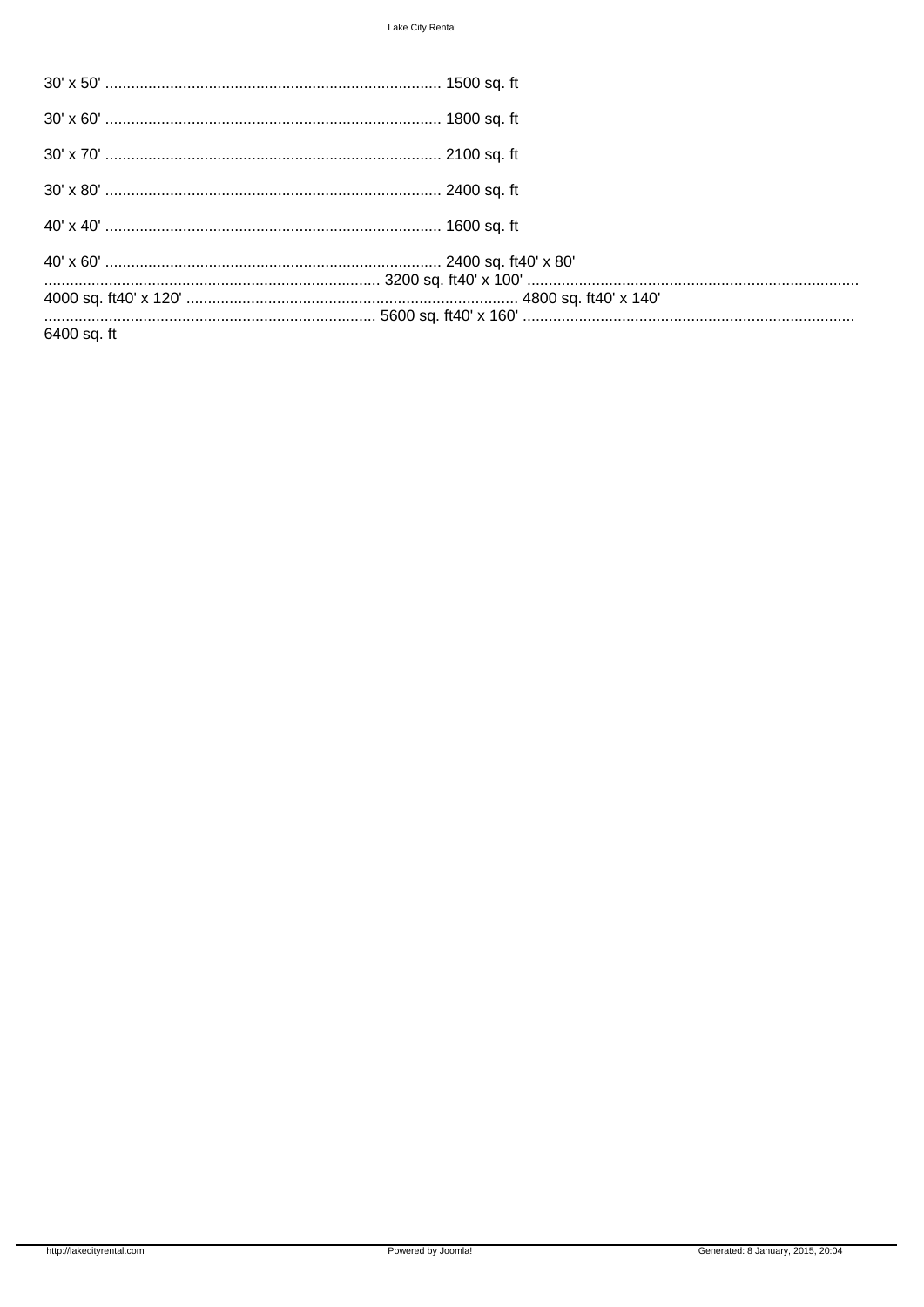30' x 50' ............................................................................. 1500 sq. ft

30' x 60' ............................................................................. 1800 sq. ft

30' x 70' ............................................................................. 2100 sq. ft

30' x 80' ............................................................................. 2400 sq. ft

40' x 40' ............................................................................. 1600 sq. ft

40' x 60' ............................................................................. 2400 sq. ft40' x 80' ............................................................................. 3200 sq. ft40' x 100' ............................................................................. 4000 sq. ft40' x 120' ............................................................................. 4800 sq. ft40' x 140' ............................................................................. 5600 sq. ft40' x 160' ............................................................................. 6400 sq. ft